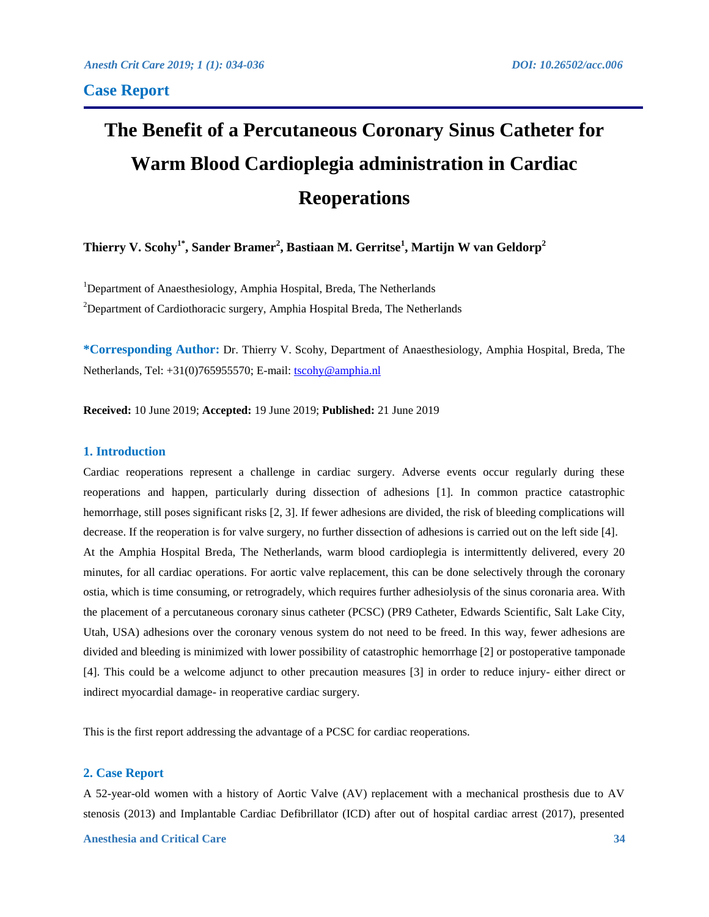## Case Report

# The Benefit of a Percutaneous Coronary Sinus Catheter for Warm Blood Cardioplegia administration in Cardiac Reoperations

**Thierry V. Scohy[1*], Sander Bramer[2], Bastiaan M. Gerritse[1], Martijn W van Geldorp[2]**

[1]Department of Anaesthesiology, Amphia Hospital, Breda, The Netherlands

[2]Department of Cardiothoracic surgery, Amphia Hospital Breda, The Netherlands

**\*Corresponding Author:** Dr. Thierry V. Scohy, Department of Anaesthesiology, Amphia Hospital, Breda, The Netherlands, Tel: +31(0)765955570; E-mail: tscohy@amphia.nl

**Received:** 10 June 2019; **Accepted:** 19 June 2019; **Published:** 21 June 2019

## 1. Introduction

Cardiac reoperations represent a challenge in cardiac surgery. Adverse events occur regularly during these reoperations and happen, particularly during dissection of adhesions [1]. In common practice catastrophic hemorrhage, still poses significant risks [2, 3]. If fewer adhesions are divided, the risk of bleeding complications will decrease. If the reoperation is for valve surgery, no further dissection of adhesions is carried out on the left side [4]. At the Amphia Hospital Breda, The Netherlands, warm blood cardioplegia is intermittently delivered, every 20 minutes, for all cardiac operations. For aortic valve replacement, this can be done selectively through the coronary ostia, which is time consuming, or retrogradely, which requires further adhesiolysis of the sinus coronaria area. With the placement of a percutaneous coronary sinus catheter (PCSC) (PR9 Catheter, Edwards Scientific, Salt Lake City, Utah, USA) adhesions over the coronary venous system do not need to be freed. In this way, fewer adhesions are divided and bleeding is minimized with lower possibility of catastrophic hemorrhage [2] or postoperative tamponade [4]. This could be a welcome adjunct to other precaution measures [3] in order to reduce injury- either direct or indirect myocardial damage- in reoperative cardiac surgery.

This is the first report addressing the advantage of a PCSC for cardiac reoperations.

## 2. Case Report

A 52-year-old women with a history of Aortic Valve (AV) replacement with a mechanical prosthesis due to AV stenosis (2013) and Implantable Cardiac Defibrillator (ICD) after out of hospital cardiac arrest (2017), presented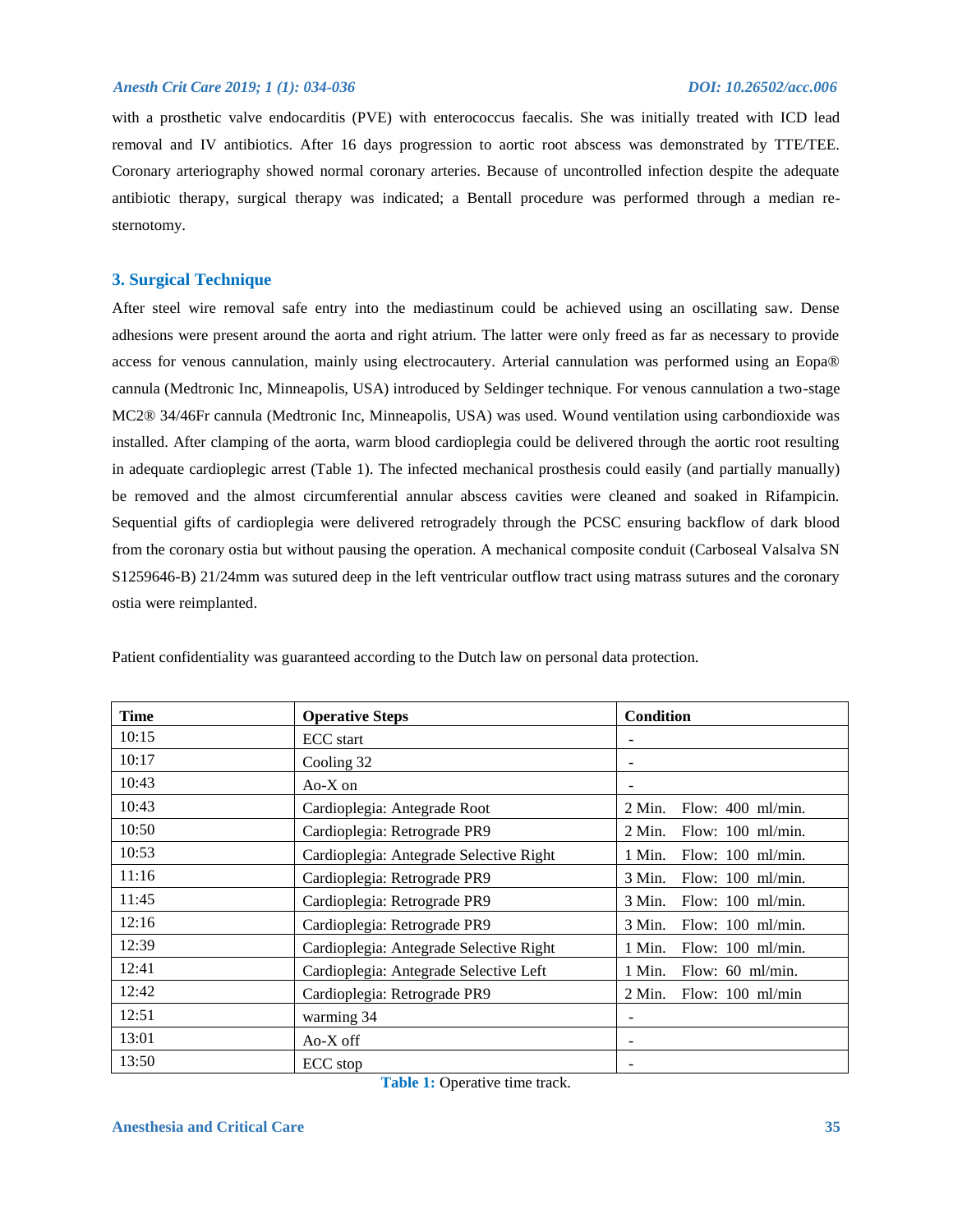with a prosthetic valve endocarditis (PVE) with enterococcus faecalis. She was initially treated with ICD lead removal and IV antibiotics. After 16 days progression to aortic root abscess was demonstrated by TTE/TEE. Coronary arteriography showed normal coronary arteries. Because of uncontrolled infection despite the adequate antibiotic therapy, surgical therapy was indicated; a Bentall procedure was performed through a median re-sternotomy.

## 3. Surgical Technique

After steel wire removal safe entry into the mediastinum could be achieved using an oscillating saw. Dense adhesions were present around the aorta and right atrium. The latter were only freed as far as necessary to provide access for venous cannulation, mainly using electrocautery. Arterial cannulation was performed using an Eopa® cannula (Medtronic Inc, Minneapolis, USA) introduced by Seldinger technique. For venous cannulation a two-stage MC2® 34/46Fr cannula (Medtronic Inc, Minneapolis, USA) was used. Wound ventilation using carbondioxide was installed. After clamping of the aorta, warm blood cardioplegia could be delivered through the aortic root resulting in adequate cardioplegic arrest (Table 1). The infected mechanical prosthesis could easily (and partially manually) be removed and the almost circumferential annular abscess cavities were cleaned and soaked in Rifampicin. Sequential gifts of cardioplegia were delivered retrogradely through the PCSC ensuring backflow of dark blood from the coronary ostia but without pausing the operation. A mechanical composite conduit (Carboseal Valsalva SN S1259646-B) 21/24mm was sutured deep in the left ventricular outflow tract using matrass sutures and the coronary ostia were reimplanted.

Patient confidentiality was guaranteed according to the Dutch law on personal data protection.

| Time | Operative Steps | Condition |
|---|---|---|
| 10:15 | ECC start | - |
| 10:17 | Cooling 32 | - |
| 10:43 | Ao-X on | - |
| 10:43 | Cardioplegia: Antegrade Root | 2 Min. Flow: 400 ml/min. |
| 10:50 | Cardioplegia: Retrograde PR9 | 2 Min. Flow: 100 ml/min. |
| 10:53 | Cardioplegia: Antegrade Selective Right | 1 Min. Flow: 100 ml/min. |
| 11:16 | Cardioplegia: Retrograde PR9 | 3 Min. Flow: 100 ml/min. |
| 11:45 | Cardioplegia: Retrograde PR9 | 3 Min. Flow: 100 ml/min. |
| 12:16 | Cardioplegia: Retrograde PR9 | 3 Min. Flow: 100 ml/min. |
| 12:39 | Cardioplegia: Antegrade Selective Right | 1 Min. Flow: 100 ml/min. |
| 12:41 | Cardioplegia: Antegrade Selective Left | 1 Min. Flow: 60 ml/min. |
| 12:42 | Cardioplegia: Retrograde PR9 | 2 Min. Flow: 100 ml/min |
| 12:51 | warming 34 | - |
| 13:01 | Ao-X off | - |
| 13:50 | ECC stop | - |

**Table 1:** Operative time track.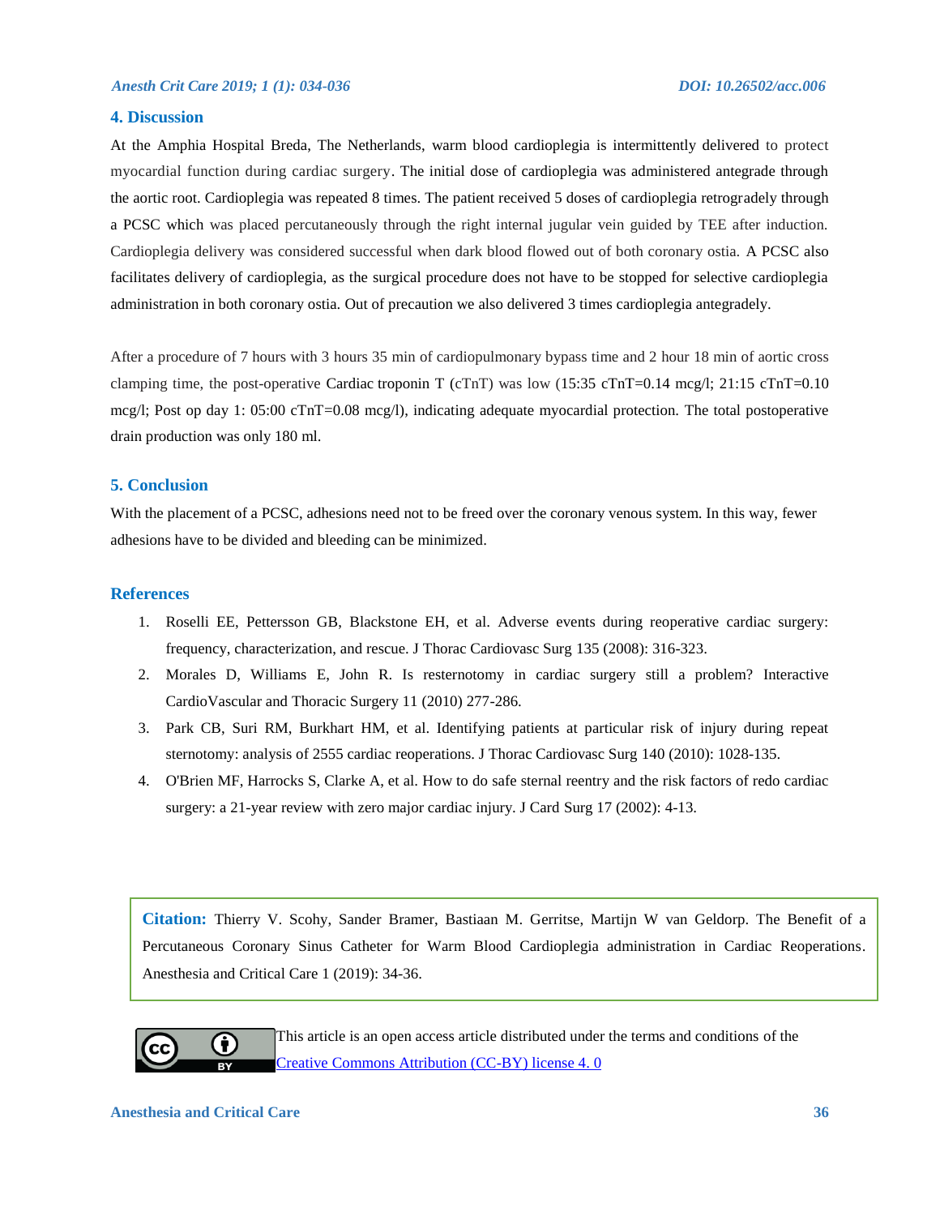## 4. Discussion

At the Amphia Hospital Breda, The Netherlands, warm blood cardioplegia is intermittently delivered to protect myocardial function during cardiac surgery. The initial dose of cardioplegia was administered antegrade through the aortic root. Cardioplegia was repeated 8 times. The patient received 5 doses of cardioplegia retrogradely through a PCSC which was placed percutaneously through the right internal jugular vein guided by TEE after induction. Cardioplegia delivery was considered successful when dark blood flowed out of both coronary ostia. A PCSC also facilitates delivery of cardioplegia, as the surgical procedure does not have to be stopped for selective cardioplegia administration in both coronary ostia. Out of precaution we also delivered 3 times cardioplegia antegradely.

After a procedure of 7 hours with 3 hours 35 min of cardiopulmonary bypass time and 2 hour 18 min of aortic cross clamping time, the post-operative Cardiac troponin T (cTnT) was low (15:35 cTnT=0.14 mcg/l; 21:15 cTnT=0.10 mcg/l; Post op day 1: 05:00 cTnT=0.08 mcg/l), indicating adequate myocardial protection. The total postoperative drain production was only 180 ml.

## 5. Conclusion

With the placement of a PCSC, adhesions need not to be freed over the coronary venous system. In this way, fewer adhesions have to be divided and bleeding can be minimized.

## References

1. Roselli EE, Pettersson GB, Blackstone EH, et al. Adverse events during reoperative cardiac surgery: frequency, characterization, and rescue. J Thorac Cardiovasc Surg 135 (2008): 316-323.
2. Morales D, Williams E, John R. Is resternotomy in cardiac surgery still a problem? Interactive CardioVascular and Thoracic Surgery 11 (2010) 277-286.
3. Park CB, Suri RM, Burkhart HM, et al. Identifying patients at particular risk of injury during repeat sternotomy: analysis of 2555 cardiac reoperations. J Thorac Cardiovasc Surg 140 (2010): 1028-135.
4. O'Brien MF, Harrocks S, Clarke A, et al. How to do safe sternal reentry and the risk factors of redo cardiac surgery: a 21-year review with zero major cardiac injury. J Card Surg 17 (2002): 4-13.

**Citation:** Thierry V. Scohy, Sander Bramer, Bastiaan M. Gerritse, Martijn W van Geldorp. The Benefit of a Percutaneous Coronary Sinus Catheter for Warm Blood Cardioplegia administration in Cardiac Reoperations. Anesthesia and Critical Care 1 (2019): 34-36.

This article is an open access article distributed under the terms and conditions of the Creative Commons Attribution (CC-BY) license 4. 0